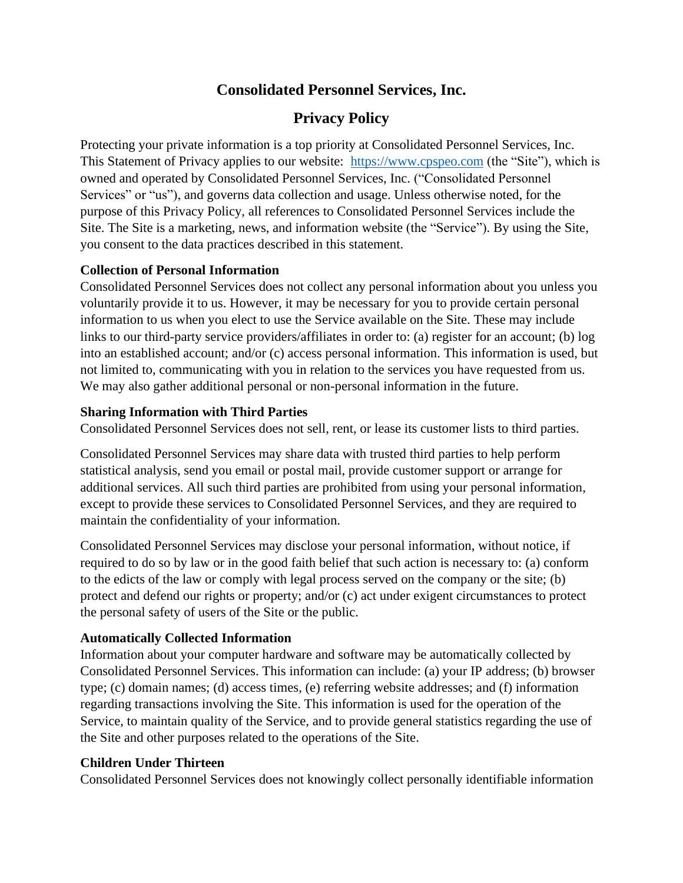# Consolidated Personnel Services, Inc.

## Privacy Policy

Protecting your private information is a top priority at Consolidated Personnel Services, Inc. This Statement of Privacy applies to our website: [https://www.cpspeo.com](https://www.cpspeo.com) (the "Site"), which is owned and operated by Consolidated Personnel Services, Inc. ("Consolidated Personnel Services" or "us"), and governs data collection and usage. Unless otherwise noted, for the purpose of this Privacy Policy, all references to Consolidated Personnel Services include the Site. The Site is a marketing, news, and information website (the "Service"). By using the Site, you consent to the data practices described in this statement.

**Collection of Personal Information**

Consolidated Personnel Services does not collect any personal information about you unless you voluntarily provide it to us. However, it may be necessary for you to provide certain personal information to us when you elect to use the Service available on the Site. These may include links to our third-party service providers/affiliates in order to: (a) register for an account; (b) log into an established account; and/or (c) access personal information. This information is used, but not limited to, communicating with you in relation to the services you have requested from us. We may also gather additional personal or non-personal information in the future.

**Sharing Information with Third Parties**

Consolidated Personnel Services does not sell, rent, or lease its customer lists to third parties.

Consolidated Personnel Services may share data with trusted third parties to help perform statistical analysis, send you email or postal mail, provide customer support or arrange for additional services. All such third parties are prohibited from using your personal information, except to provide these services to Consolidated Personnel Services, and they are required to maintain the confidentiality of your information.

Consolidated Personnel Services may disclose your personal information, without notice, if required to do so by law or in the good faith belief that such action is necessary to: (a) conform to the edicts of the law or comply with legal process served on the company or the site; (b) protect and defend our rights or property; and/or (c) act under exigent circumstances to protect the personal safety of users of the Site or the public.

**Automatically Collected Information**

Information about your computer hardware and software may be automatically collected by Consolidated Personnel Services. This information can include: (a) your IP address; (b) browser type; (c) domain names; (d) access times, (e) referring website addresses; and (f) information regarding transactions involving the Site. This information is used for the operation of the Service, to maintain quality of the Service, and to provide general statistics regarding the use of the Site and other purposes related to the operations of the Site.

**Children Under Thirteen**

Consolidated Personnel Services does not knowingly collect personally identifiable information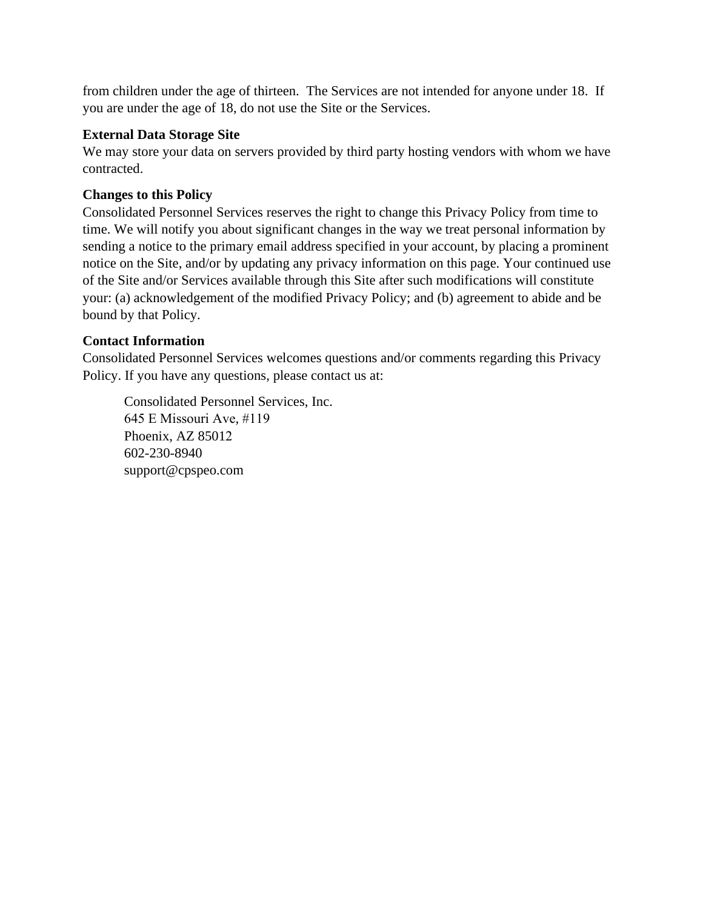from children under the age of thirteen. The Services are not intended for anyone under 18. If you are under the age of 18, do not use the Site or the Services.

**External Data Storage Site**
We may store your data on servers provided by third party hosting vendors with whom we have contracted.

**Changes to this Policy**
Consolidated Personnel Services reserves the right to change this Privacy Policy from time to time. We will notify you about significant changes in the way we treat personal information by sending a notice to the primary email address specified in your account, by placing a prominent notice on the Site, and/or by updating any privacy information on this page. Your continued use of the Site and/or Services available through this Site after such modifications will constitute your: (a) acknowledgement of the modified Privacy Policy; and (b) agreement to abide and be bound by that Policy.

**Contact Information**
Consolidated Personnel Services welcomes questions and/or comments regarding this Privacy Policy. If you have any questions, please contact us at:

> Consolidated Personnel Services, Inc.
> 645 E Missouri Ave, #119
> Phoenix, AZ 85012
> 602-230-8940
> support@cpspeo.com